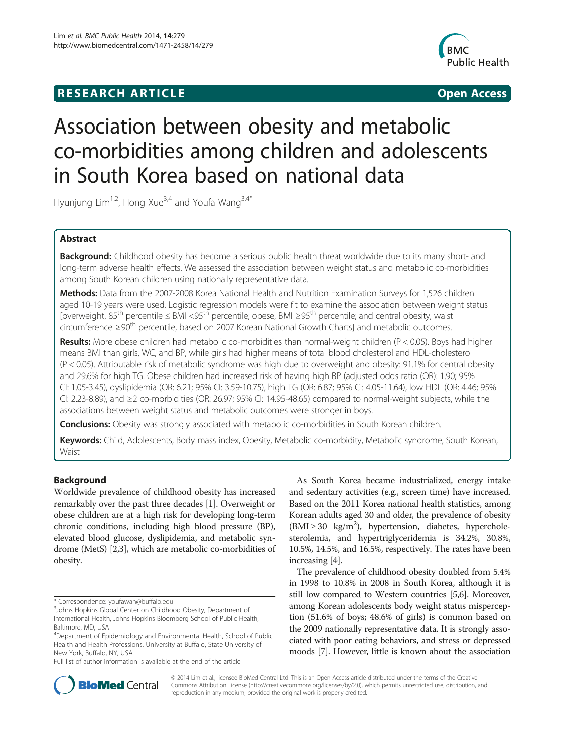**RESEARCH ARTICLE** **Open Access**

# Association between obesity and metabolic co-morbidities among children and adolescents in South Korea based on national data

Hyunjung Lim[1,2], Hong Xue[3,4] and Youfa Wang[3,4*]

## Abstract

**Background:** Childhood obesity has become a serious public health threat worldwide due to its many short- and long-term adverse health effects. We assessed the association between weight status and metabolic co-morbidities among South Korean children using nationally representative data.

**Methods:** Data from the 2007-2008 Korea National Health and Nutrition Examination Surveys for 1,526 children aged 10-19 years were used. Logistic regression models were fit to examine the association between weight status [overweight, 85$^{th}$ percentile ≤ BMI <95$^{th}$ percentile; obese, BMI ≥95$^{th}$ percentile; and central obesity, waist circumference ≥90$^{th}$ percentile, based on 2007 Korean National Growth Charts] and metabolic outcomes.

**Results:** More obese children had metabolic co-morbidities than normal-weight children ($P < 0.05$). Boys had higher means BMI than girls, WC, and BP, while girls had higher means of total blood cholesterol and HDL-cholesterol ($P < 0.05$). Attributable risk of metabolic syndrome was high due to overweight and obesity: 91.1% for central obesity and 29.6% for high TG. Obese children had increased risk of having high BP (adjusted odds ratio (OR): 1.90; 95% CI: 1.05-3.45), dyslipidemia (OR: 6.21; 95% CI: 3.59-10.75), high TG (OR: 6.87; 95% CI: 4.05-11.64), low HDL (OR: 4.46; 95% CI: 2.23-8.89), and ≥2 co-morbidities (OR: 26.97; 95% CI: 14.95-48.65) compared to normal-weight subjects, while the associations between weight status and metabolic outcomes were stronger in boys.

**Conclusions:** Obesity was strongly associated with metabolic co-morbidities in South Korean children.

**Keywords:** Child, Adolescents, Body mass index, Obesity, Metabolic co-morbidity, Metabolic syndrome, South Korean, Waist

## Background

Worldwide prevalence of childhood obesity has increased remarkably over the past three decades [1]. Overweight or obese children are at a high risk for developing long-term chronic conditions, including high blood pressure (BP), elevated blood glucose, dyslipidemia, and metabolic syndrome (MetS) [2,3], which are metabolic co-morbidities of obesity.

As South Korea became industrialized, energy intake and sedentary activities (e.g., screen time) have increased. Based on the 2011 Korea national health statistics, among Korean adults aged 30 and older, the prevalence of obesity (BMI ≥ 30 kg/m$^2$), hypertension, diabetes, hypercholesterolemia, and hypertriglyceridemia is 34.2%, 30.8%, 10.5%, 14.5%, and 16.5%, respectively. The rates have been increasing [4].

The prevalence of childhood obesity doubled from 5.4% in 1998 to 10.8% in 2008 in South Korea, although it is still low compared to Western countries [5,6]. Moreover, among Korean adolescents body weight status misperception (51.6% of boys; 48.6% of girls) is common based on the 2009 nationally representative data. It is strongly associated with poor eating behaviors, and stress or depressed moods [7]. However, little is known about the association

\* Correspondence: youfawan@buffalo.edu
[3]Johns Hopkins Global Center on Childhood Obesity, Department of International Health, Johns Hopkins Bloomberg School of Public Health, Baltimore, MD, USA
[4]Department of Epidemiology and Environmental Health, School of Public Health and Health Professions, University at Buffalo, State University of New York, Buffalo, NY, USA
Full list of author information is available at the end of the article

© 2014 Lim et al.; licensee BioMed Central Ltd. This is an Open Access article distributed under the terms of the Creative Commons Attribution License (http://creativecommons.org/licenses/by/2.0), which permits unrestricted use, distribution, and reproduction in any medium, provided the original work is properly credited.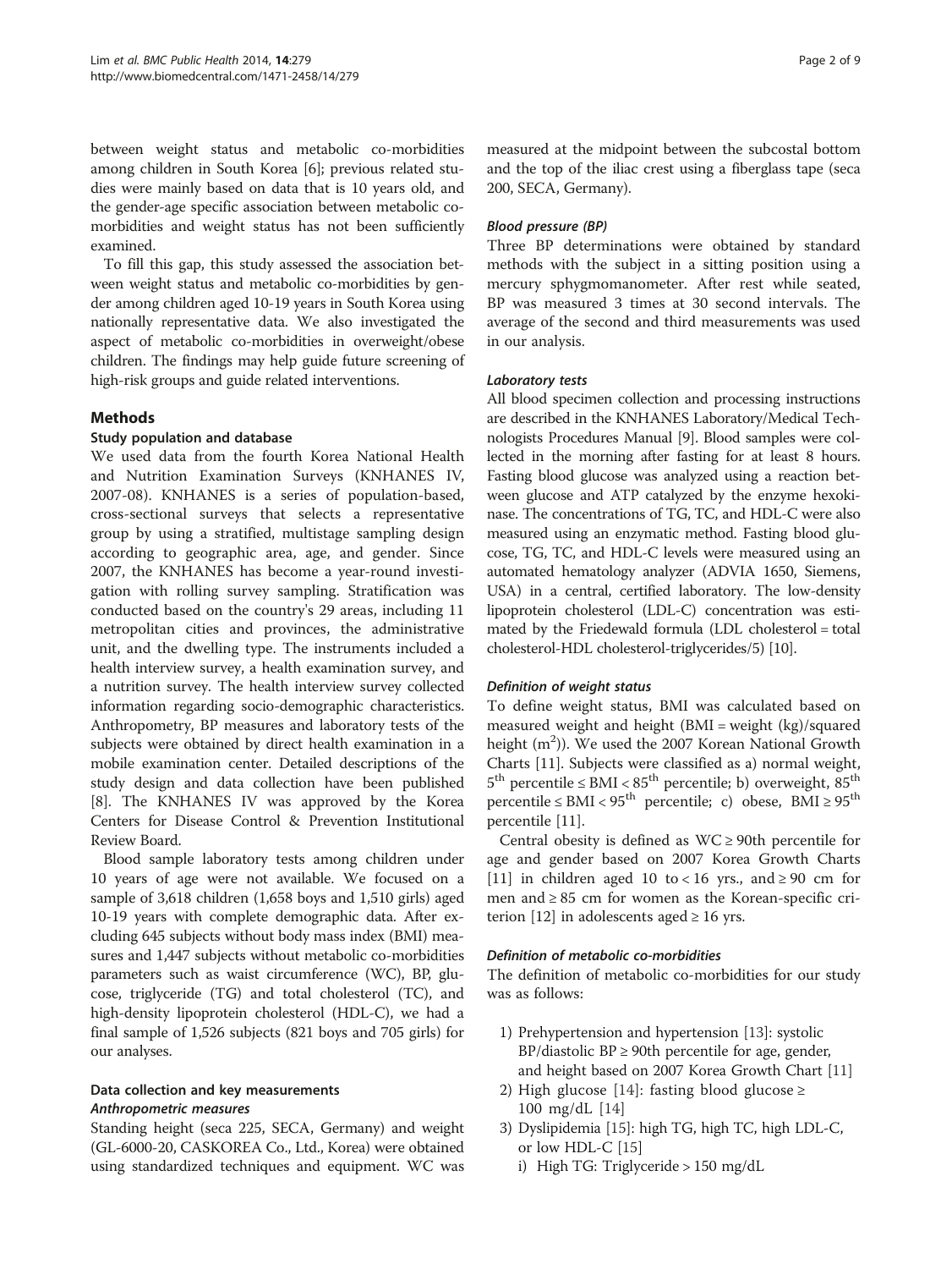between weight status and metabolic co-morbidities among children in South Korea [6]; previous related studies were mainly based on data that is 10 years old, and the gender-age specific association between metabolic co-morbidities and weight status has not been sufficiently examined.

To fill this gap, this study assessed the association between weight status and metabolic co-morbidities by gender among children aged 10-19 years in South Korea using nationally representative data. We also investigated the aspect of metabolic co-morbidities in overweight/obese children. The findings may help guide future screening of high-risk groups and guide related interventions.

## Methods

### Study population and database

We used data from the fourth Korea National Health and Nutrition Examination Surveys (KNHANES IV, 2007-08). KNHANES is a series of population-based, cross-sectional surveys that selects a representative group by using a stratified, multistage sampling design according to geographic area, age, and gender. Since 2007, the KNHANES has become a year-round investigation with rolling survey sampling. Stratification was conducted based on the country's 29 areas, including 11 metropolitan cities and provinces, the administrative unit, and the dwelling type. The instruments included a health interview survey, a health examination survey, and a nutrition survey. The health interview survey collected information regarding socio-demographic characteristics. Anthropometry, BP measures and laboratory tests of the subjects were obtained by direct health examination in a mobile examination center. Detailed descriptions of the study design and data collection have been published [8]. The KNHANES IV was approved by the Korea Centers for Disease Control & Prevention Institutional Review Board.

Blood sample laboratory tests among children under 10 years of age were not available. We focused on a sample of 3,618 children (1,658 boys and 1,510 girls) aged 10-19 years with complete demographic data. After excluding 645 subjects without body mass index (BMI) measures and 1,447 subjects without metabolic co-morbidities parameters such as waist circumference (WC), BP, glucose, triglyceride (TG) and total cholesterol (TC), and high-density lipoprotein cholesterol (HDL-C), we had a final sample of 1,526 subjects (821 boys and 705 girls) for our analyses.

### Data collection and key measurements

#### *Anthropometric measures*

Standing height (seca 225, SECA, Germany) and weight (GL-6000-20, CASKOREA Co., Ltd., Korea) were obtained using standardized techniques and equipment. WC was measured at the midpoint between the subcostal bottom and the top of the iliac crest using a fiberglass tape (seca 200, SECA, Germany).

#### *Blood pressure (BP)*

Three BP determinations were obtained by standard methods with the subject in a sitting position using a mercury sphygmomanometer. After rest while seated, BP was measured 3 times at 30 second intervals. The average of the second and third measurements was used in our analysis.

#### *Laboratory tests*

All blood specimen collection and processing instructions are described in the KNHANES Laboratory/Medical Technologists Procedures Manual [9]. Blood samples were collected in the morning after fasting for at least 8 hours. Fasting blood glucose was analyzed using a reaction between glucose and ATP catalyzed by the enzyme hexokinase. The concentrations of TG, TC, and HDL-C were also measured using an enzymatic method. Fasting blood glucose, TG, TC, and HDL-C levels were measured using an automated hematology analyzer (ADVIA 1650, Siemens, USA) in a central, certified laboratory. The low-density lipoprotein cholesterol (LDL-C) concentration was estimated by the Friedewald formula (LDL cholesterol = total cholesterol-HDL cholesterol-triglycerides/5) [10].

#### *Definition of weight status*

To define weight status, BMI was calculated based on measured weight and height (BMI = weight (kg)/squared height ($m^2$)). We used the 2007 Korean National Growth Charts [11]. Subjects were classified as a) normal weight, $5^{th}$ percentile ≤ BMI < $85^{th}$ percentile; b) overweight, $85^{th}$ percentile ≤ BMI < $95^{th}$ percentile; c) obese, BMI ≥ $95^{th}$ percentile [11].

Central obesity is defined as WC ≥ 90th percentile for age and gender based on 2007 Korea Growth Charts [11] in children aged 10 to < 16 yrs., and ≥ 90 cm for men and ≥ 85 cm for women as the Korean-specific criterion [12] in adolescents aged ≥ 16 yrs.

#### *Definition of metabolic co-morbidities*

The definition of metabolic co-morbidities for our study was as follows:

1) Prehypertension and hypertension [13]: systolic BP/diastolic BP ≥ 90th percentile for age, gender, and height based on 2007 Korea Growth Chart [11]
2) High glucose [14]: fasting blood glucose ≥ 100 mg/dL [14]
3) Dyslipidemia [15]: high TG, high TC, high LDL-C, or low HDL-C [15]
   i) High TG: Triglyceride > 150 mg/dL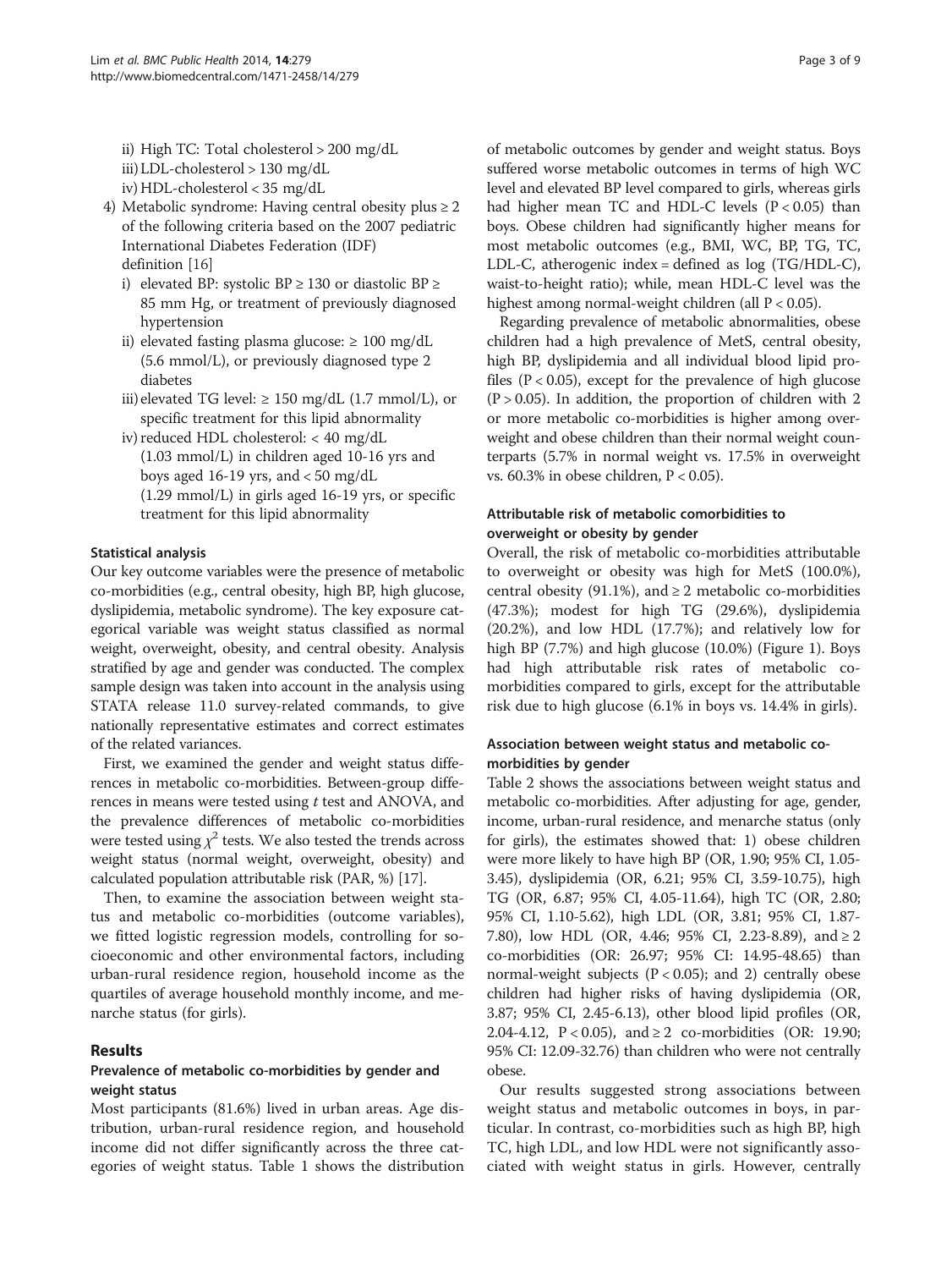ii) High TC: Total cholesterol > 200 mg/dL
iii) LDL-cholesterol > 130 mg/dL
iv) HDL-cholesterol < 35 mg/dL

4) Metabolic syndrome: Having central obesity plus ≥ 2 of the following criteria based on the 2007 pediatric International Diabetes Federation (IDF) definition [16]
   i) elevated BP: systolic BP ≥ 130 or diastolic BP ≥ 85 mm Hg, or treatment of previously diagnosed hypertension
   ii) elevated fasting plasma glucose: ≥ 100 mg/dL (5.6 mmol/L), or previously diagnosed type 2 diabetes
   iii) elevated TG level: ≥ 150 mg/dL (1.7 mmol/L), or specific treatment for this lipid abnormality
   iv) reduced HDL cholesterol: < 40 mg/dL (1.03 mmol/L) in children aged 10-16 yrs and boys aged 16-19 yrs, and < 50 mg/dL (1.29 mmol/L) in girls aged 16-19 yrs, or specific treatment for this lipid abnormality

### Statistical analysis

Our key outcome variables were the presence of metabolic co-morbidities (e.g., central obesity, high BP, high glucose, dyslipidemia, metabolic syndrome). The key exposure categorical variable was weight status classified as normal weight, overweight, obesity, and central obesity. Analysis stratified by age and gender was conducted. The complex sample design was taken into account in the analysis using STATA release 11.0 survey-related commands, to give nationally representative estimates and correct estimates of the related variances.

First, we examined the gender and weight status differences in metabolic co-morbidities. Between-group differences in means were tested using *t* test and ANOVA, and the prevalence differences of metabolic co-morbidities were tested using $\chi^2$ tests. We also tested the trends across weight status (normal weight, overweight, obesity) and calculated population attributable risk (PAR, %) [17].

Then, to examine the association between weight status and metabolic co-morbidities (outcome variables), we fitted logistic regression models, controlling for socioeconomic and other environmental factors, including urban-rural residence region, household income as the quartiles of average household monthly income, and menarche status (for girls).

## Results

### Prevalence of metabolic co-morbidities by gender and weight status

Most participants (81.6%) lived in urban areas. Age distribution, urban-rural residence region, and household income did not differ significantly across the three categories of weight status. Table 1 shows the distribution of metabolic outcomes by gender and weight status. Boys suffered worse metabolic outcomes in terms of high WC level and elevated BP level compared to girls, whereas girls had higher mean TC and HDL-C levels ($P < 0.05$) than boys. Obese children had significantly higher means for most metabolic outcomes (e.g., BMI, WC, BP, TG, TC, LDL-C, atherogenic index = defined as log (TG/HDL-C), waist-to-height ratio); while, mean HDL-C level was the highest among normal-weight children (all $P < 0.05$).

Regarding prevalence of metabolic abnormalities, obese children had a high prevalence of MetS, central obesity, high BP, dyslipidemia and all individual blood lipid profiles ($P < 0.05$), except for the prevalence of high glucose ($P > 0.05$). In addition, the proportion of children with 2 or more metabolic co-morbidities is higher among overweight and obese children than their normal weight counterparts (5.7% in normal weight vs. 17.5% in overweight vs. 60.3% in obese children, $P < 0.05$).

### Attributable risk of metabolic comorbidities to overweight or obesity by gender

Overall, the risk of metabolic co-morbidities attributable to overweight or obesity was high for MetS (100.0%), central obesity (91.1%), and ≥ 2 metabolic co-morbidities (47.3%); modest for high TG (29.6%), dyslipidemia (20.2%), and low HDL (17.7%); and relatively low for high BP (7.7%) and high glucose (10.0%) (Figure 1). Boys had high attributable risk rates of metabolic co-morbidities compared to girls, except for the attributable risk due to high glucose (6.1% in boys vs. 14.4% in girls).

### Association between weight status and metabolic co-morbidities by gender

Table 2 shows the associations between weight status and metabolic co-morbidities. After adjusting for age, gender, income, urban-rural residence, and menarche status (only for girls), the estimates showed that: 1) obese children were more likely to have high BP (OR, 1.90; 95% CI, 1.05-3.45), dyslipidemia (OR, 6.21; 95% CI, 3.59-10.75), high TG (OR, 6.87; 95% CI, 4.05-11.64), high TC (OR, 2.80; 95% CI, 1.10-5.62), high LDL (OR, 3.81; 95% CI, 1.87-7.80), low HDL (OR, 4.46; 95% CI, 2.23-8.89), and ≥ 2 co-morbidities (OR: 26.97; 95% CI: 14.95-48.65) than normal-weight subjects ($P < 0.05$); and 2) centrally obese children had higher risks of having dyslipidemia (OR, 3.87; 95% CI, 2.45-6.13), other blood lipid profiles (OR, 2.04-4.12, $P < 0.05$), and ≥ 2 co-morbidities (OR: 19.90; 95% CI: 12.09-32.76) than children who were not centrally obese.

Our results suggested strong associations between weight status and metabolic outcomes in boys, in particular. In contrast, co-morbidities such as high BP, high TC, high LDL, and low HDL were not significantly associated with weight status in girls. However, centrally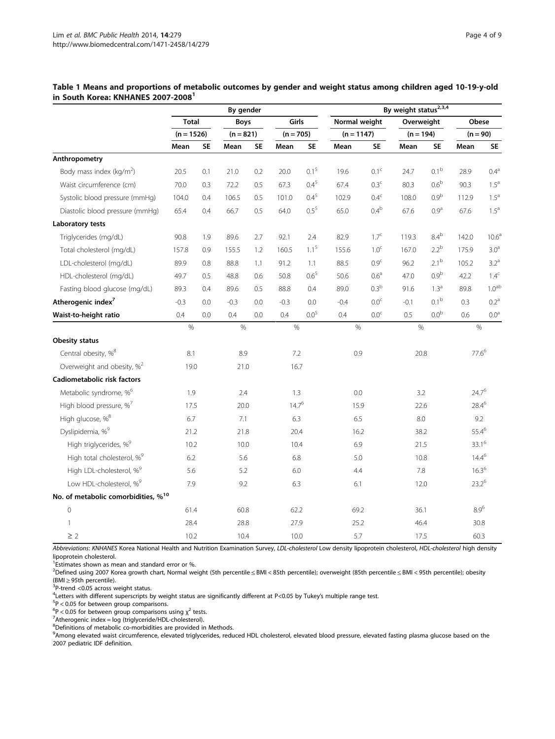**Table 1 Means and proportions of metabolic outcomes by gender and weight status among children aged 10-19-y-old in South Korea: KNHANES 2007-2008[1]**

| | By gender | | | | | | By weight status[2,3,4] | | | | | |
|---|---|---|---|---|---|---|---|---|---|---|---|---|
| | Total | | Boys | | Girls | | Normal weight | | Overweight | | Obese | |
| | (n = 1526) | | (n = 821) | | (n = 705) | | (n = 1147) | | (n = 194) | | (n = 90) | |
| | Mean | SE | Mean | SE | Mean | SE | Mean | SE | Mean | SE | Mean | SE |
| **Anthropometry** | | | | | | | | | | | | |
| Body mass index (kg/m²) | 20.5 | 0.1 | 21.0 | 0.2 | 20.0 | 0.1[5] | 19.6 | 0.1[c] | 24.7 | 0.1[b] | 28.9 | 0.4[a] |
| Waist circumference (cm) | 70.0 | 0.3 | 72.2 | 0.5 | 67.3 | 0.4[5] | 67.4 | 0.3[c] | 80.3 | 0.6[b] | 90.3 | 1.5[a] |
| Systolic blood pressure (mmHg) | 104.0 | 0.4 | 106.5 | 0.5 | 101.0 | 0.4[5] | 102.9 | 0.4[c] | 108.0 | 0.9[b] | 112.9 | 1.5[a] |
| Diastolic blood pressure (mmHg) | 65.4 | 0.4 | 66.7 | 0.5 | 64.0 | 0.5[5] | 65.0 | 0.4[b] | 67.6 | 0.9[a] | 67.6 | 1.5[a] |
| **Laboratory tests** | | | | | | | | | | | | |
| Triglycerides (mg/dL) | 90.8 | 1.9 | 89.6 | 2.7 | 92.1 | 2.4 | 82.9 | 1.7[c] | 119.3 | 8.4[b] | 142.0 | 10.6[a] |
| Total cholesterol (mg/dL) | 157.8 | 0.9 | 155.5 | 1.2 | 160.5 | 1.1[5] | 155.6 | 1.0[c] | 167.0 | 2.2[b] | 175.9 | 3.0[a] |
| LDL-cholesterol (mg/dL) | 89.9 | 0.8 | 88.8 | 1.1 | 91.2 | 1.1 | 88.5 | 0.9[c] | 96.2 | 2.1[b] | 105.2 | 3.2[a] |
| HDL-cholesterol (mg/dL) | 49.7 | 0.5 | 48.8 | 0.6 | 50.8 | 0.6[5] | 50.6 | 0.6[a] | 47.0 | 0.9[b] | 42.2 | 1.4[c] |
| Fasting blood glucose (mg/dL) | 89.3 | 0.4 | 89.6 | 0.5 | 88.8 | 0.4 | 89.0 | 0.3[b] | 91.6 | 1.3[a] | 89.8 | 1.0[ab] |
| **Atherogenic index[7]** | -0.3 | 0.0 | -0.3 | 0.0 | -0.3 | 0.0 | -0.4 | 0.0[c] | -0.1 | 0.1[b] | 0.3 | 0.2[a] |
| **Waist-to-height ratio** | 0.4 | 0.0 | 0.4 | 0.0 | 0.4 | 0.0[5] | 0.4 | 0.0[c] | 0.5 | 0.0[b] | 0.6 | 0.0[a] |
| | % | | % | | % | | % | | % | | % | |
| **Obesity status** | | | | | | | | | | | | |
| Central obesity, %[8] | 8.1 | | 8.9 | | 7.2 | | 0.9 | | 20.8 | | 77.6[6] | |
| Overweight and obesity, %[2] | 19.0 | | 21.0 | | 16.7 | | | | | | | |
| **Cadiometabolic risk factors** | | | | | | | | | | | | |
| Metabolic syndrome, %[6] | 1.9 | | 2.4 | | 1.3 | | 0.0 | | 3.2 | | 24.7[6] | |
| High blood pressure, %[7] | 17.5 | | 20.0 | | 14.7[6] | | 15.9 | | 22.6 | | 28.4[6] | |
| High glucose, %[8] | 6.7 | | 7.1 | | 6.3 | | 6.5 | | 8.0 | | 9.2 | |
| Dyslipidemia, %[9] | 21.2 | | 21.8 | | 20.4 | | 16.2 | | 38.2 | | 55.4[6] | |
| High triglycerides, %[9] | 10.2 | | 10.0 | | 10.4 | | 6.9 | | 21.5 | | 33.1[6] | |
| High total cholesterol, %[9] | 6.2 | | 5.6 | | 6.8 | | 5.0 | | 10.8 | | 14.4[6] | |
| High LDL-cholesterol, %[9] | 5.6 | | 5.2 | | 6.0 | | 4.4 | | 7.8 | | 16.3[6] | |
| Low HDL-cholesterol, %[9] | 7.9 | | 9.2 | | 6.3 | | 6.1 | | 12.0 | | 23.2[6] | |
| **No. of metabolic comorbidities, %[10]** | | | | | | | | | | | | |
| 0 | 61.4 | | 60.8 | | 62.2 | | 69.2 | | 36.1 | | 8.9[6] | |
| 1 | 28.4 | | 28.8 | | 27.9 | | 25.2 | | 46.4 | | 30.8 | |
| ≥ 2 | 10.2 | | 10.4 | | 10.0 | | 5.7 | | 17.5 | | 60.3 | |

*Abbreviations*: *KNHANES* Korea National Health and Nutrition Examination Survey, *LDL-cholesterol* Low density lipoprotein cholesterol, *HDL-cholesterol* high density lipoprotein cholesterol.

[1]Estimates shown as mean and standard error or %.

[2]Defined using 2007 Korea growth chart, Normal weight (5th percentile ≤ BMI < 85th percentile); overweight (85th percentile ≤ BMI < 95th percentile); obesity (BMI ≥ 95th percentile).

[3]P-trend <0.05 across weight status.

[4]Letters with different superscripts by weight status are significantly different at P<0.05 by Tukey's multiple range test.

[5]P < 0.05 for between group comparisons.

[6]P < 0.05 for between group comparisons using $\chi^2$ tests.

[7]Atherogenic index = log (triglyceride/HDL-cholesterol).

[8]Definitions of metabolic co-morbidities are provided in Methods.

[9]Among elevated waist circumference, elevated triglycerides, reduced HDL cholesterol, elevated blood pressure, elevated fasting plasma glucose based on the 2007 pediatric IDF definition.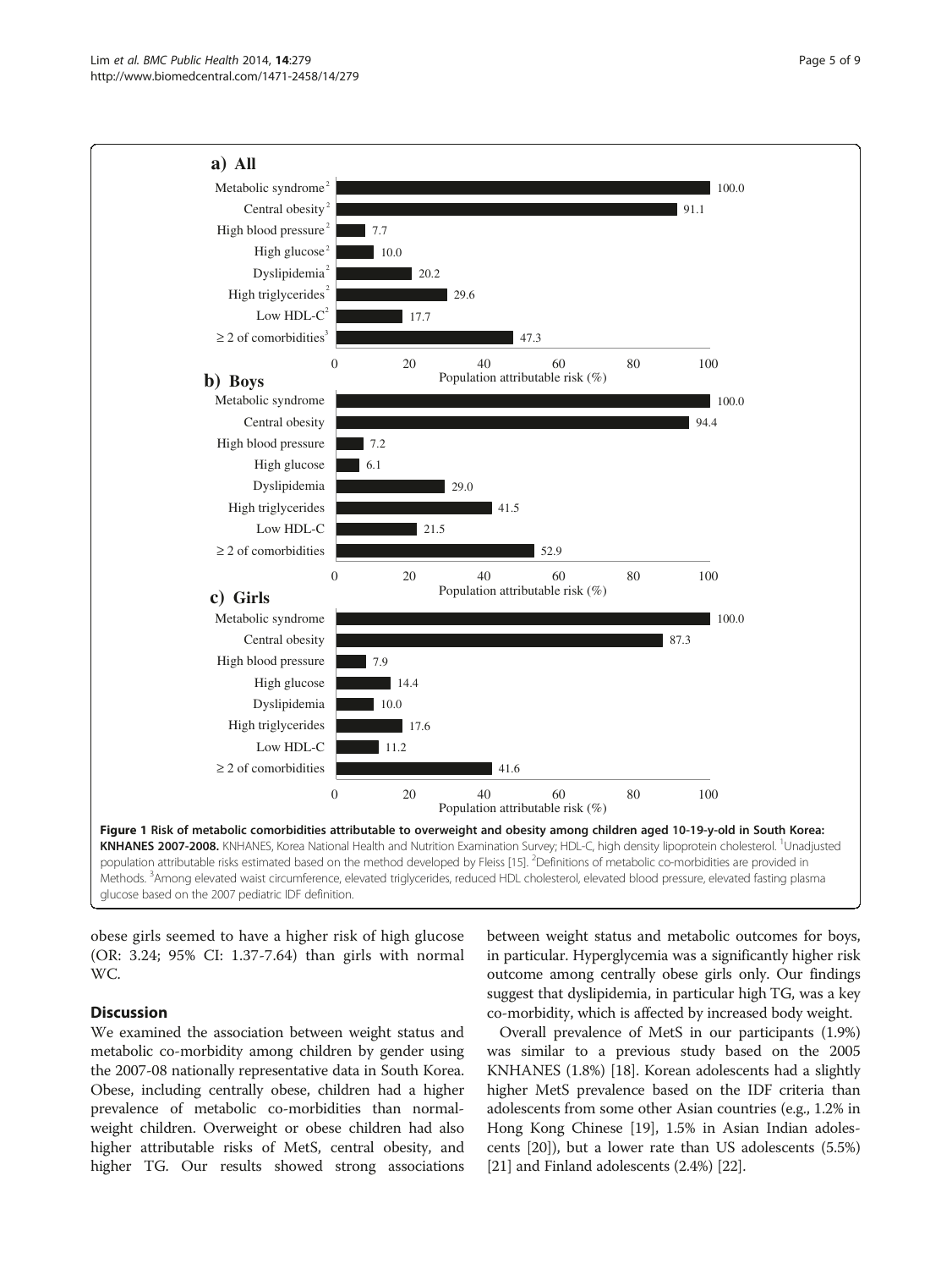a) All

| | Population attributable risk (%) |
|---|---|
| Metabolic syndrome[2] | 100.0 |
| Central obesity[2] | 91.1 |
| High blood pressure[2] | 7.7 |
| High glucose[2] | 10.0 |
| Dyslipidemia[2] | 20.2 |
| High triglycerides[2] | 29.6 |
| Low HDL-C[2] | 17.7 |
| ≥ 2 of comorbidities[3] | 47.3 |

b) Boys

| | Population attributable risk (%) |
|---|---|
| Metabolic syndrome | 100.0 |
| Central obesity | 94.4 |
| High blood pressure | 7.2 |
| High glucose | 6.1 |
| Dyslipidemia | 29.0 |
| High triglycerides | 41.5 |
| Low HDL-C | 21.5 |
| ≥ 2 of comorbidities | 52.9 |

c) Girls

| | Population attributable risk (%) |
|---|---|
| Metabolic syndrome | 100.0 |
| Central obesity | 87.3 |
| High blood pressure | 7.9 |
| High glucose | 14.4 |
| Dyslipidemia | 10.0 |
| High triglycerides | 17.6 |
| Low HDL-C | 11.2 |
| ≥ 2 of comorbidities | 41.6 |

**Figure 1 Risk of metabolic comorbidities attributable to overweight and obesity among children aged 10-19-y-old in South Korea: KNHANES 2007-2008.** KNHANES, Korea National Health and Nutrition Examination Survey; HDL-C, high density lipoprotein cholesterol. [1]Unadjusted population attributable risks estimated based on the method developed by Fleiss [15]. [2]Definitions of metabolic co-morbidities are provided in Methods. [3]Among elevated waist circumference, elevated triglycerides, reduced HDL cholesterol, elevated blood pressure, elevated fasting plasma glucose based on the 2007 pediatric IDF definition.

obese girls seemed to have a higher risk of high glucose (OR: 3.24; 95% CI: 1.37-7.64) than girls with normal WC.

## Discussion

We examined the association between weight status and metabolic co-morbidity among children by gender using the 2007-08 nationally representative data in South Korea. Obese, including centrally obese, children had a higher prevalence of metabolic co-morbidities than normal-weight children. Overweight or obese children had also higher attributable risks of MetS, central obesity, and higher TG. Our results showed strong associations between weight status and metabolic outcomes for boys, in particular. Hyperglycemia was a significantly higher risk outcome among centrally obese girls only. Our findings suggest that dyslipidemia, in particular high TG, was a key co-morbidity, which is affected by increased body weight.

Overall prevalence of MetS in our participants (1.9%) was similar to a previous study based on the 2005 KNHANES (1.8%) [18]. Korean adolescents had a slightly higher MetS prevalence based on the IDF criteria than adolescents from some other Asian countries (e.g., 1.2% in Hong Kong Chinese [19], 1.5% in Asian Indian adolescents [20]), but a lower rate than US adolescents (5.5%) [21] and Finland adolescents (2.4%) [22].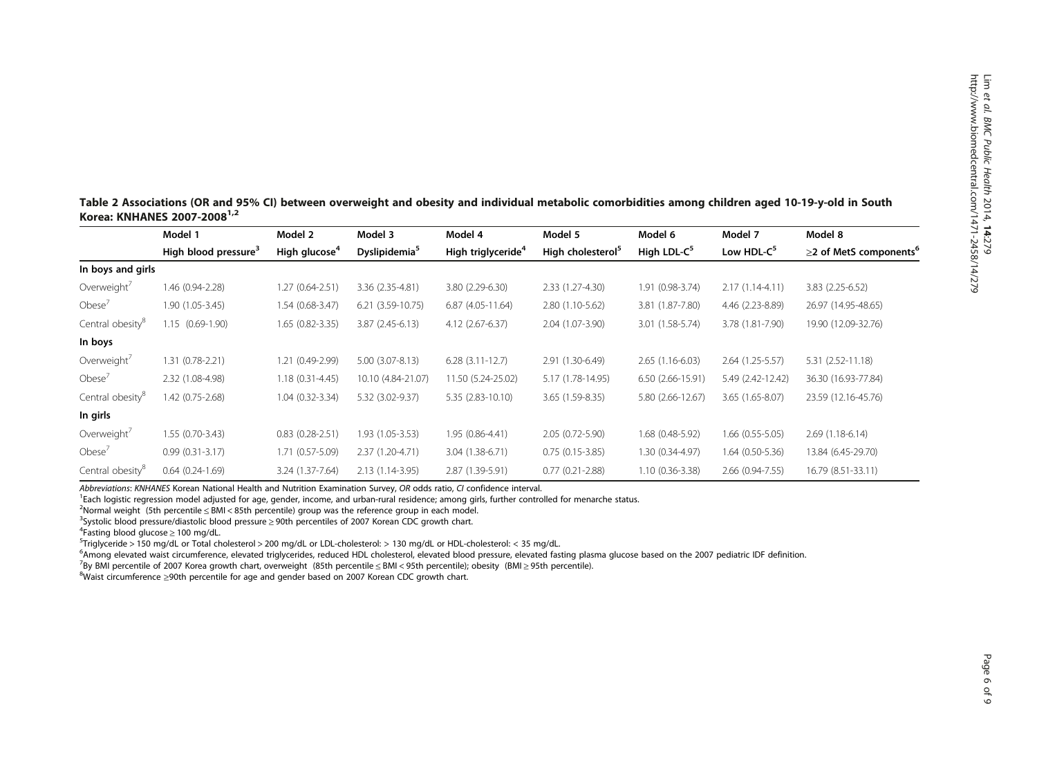**Table 2 Associations (OR and 95% CI) between overweight and obesity and individual metabolic comorbidities among children aged 10-19-y-old in South Korea: KNHANES 2007-2008[1,2]**

| | Model 1 | Model 2 | Model 3 | Model 4 | Model 5 | Model 6 | Model 7 | Model 8 |
|---|---|---|---|---|---|---|---|---|
| | High blood pressure[3] | High glucose[4] | Dyslipidemia[5] | High triglyceride[4] | High cholesterol[5] | High LDL-C[5] | Low HDL-C[5] | ≥2 of MetS components[6] |
| **In boys and girls** | | | | | | | | |
| Overweight[7] | 1.46 (0.94-2.28) | 1.27 (0.64-2.51) | 3.36 (2.35-4.81) | 3.80 (2.29-6.30) | 2.33 (1.27-4.30) | 1.91 (0.98-3.74) | 2.17 (1.14-4.11) | 3.83 (2.25-6.52) |
| Obese[7] | 1.90 (1.05-3.45) | 1.54 (0.68-3.47) | 6.21 (3.59-10.75) | 6.87 (4.05-11.64) | 2.80 (1.10-5.62) | 3.81 (1.87-7.80) | 4.46 (2.23-8.89) | 26.97 (14.95-48.65) |
| Central obesity[8] | 1.15 (0.69-1.90) | 1.65 (0.82-3.35) | 3.87 (2.45-6.13) | 4.12 (2.67-6.37) | 2.04 (1.07-3.90) | 3.01 (1.58-5.74) | 3.78 (1.81-7.90) | 19.90 (12.09-32.76) |
| **In boys** | | | | | | | | |
| Overweight[7] | 1.31 (0.78-2.21) | 1.21 (0.49-2.99) | 5.00 (3.07-8.13) | 6.28 (3.11-12.7) | 2.91 (1.30-6.49) | 2.65 (1.16-6.03) | 2.64 (1.25-5.57) | 5.31 (2.52-11.18) |
| Obese[7] | 2.32 (1.08-4.98) | 1.18 (0.31-4.45) | 10.10 (4.84-21.07) | 11.50 (5.24-25.02) | 5.17 (1.78-14.95) | 6.50 (2.66-15.91) | 5.49 (2.42-12.42) | 36.30 (16.93-77.84) |
| Central obesity[8] | 1.42 (0.75-2.68) | 1.04 (0.32-3.34) | 5.32 (3.02-9.37) | 5.35 (2.83-10.10) | 3.65 (1.59-8.35) | 5.80 (2.66-12.67) | 3.65 (1.65-8.07) | 23.59 (12.16-45.76) |
| **In girls** | | | | | | | | |
| Overweight[7] | 1.55 (0.70-3.43) | 0.83 (0.28-2.51) | 1.93 (1.05-3.53) | 1.95 (0.86-4.41) | 2.05 (0.72-5.90) | 1.68 (0.48-5.92) | 1.66 (0.55-5.05) | 2.69 (1.18-6.14) |
| Obese[7] | 0.99 (0.31-3.17) | 1.71 (0.57-5.09) | 2.37 (1.20-4.71) | 3.04 (1.38-6.71) | 0.75 (0.15-3.85) | 1.30 (0.34-4.97) | 1.64 (0.50-5.36) | 13.84 (6.45-29.70) |
| Central obesity[8] | 0.64 (0.24-1.69) | 3.24 (1.37-7.64) | 2.13 (1.14-3.95) | 2.87 (1.39-5.91) | 0.77 (0.21-2.88) | 1.10 (0.36-3.38) | 2.66 (0.94-7.55) | 16.79 (8.51-33.11) |

Abbreviations: *KNHANES* Korean National Health and Nutrition Examination Survey, *OR* odds ratio, *CI* confidence interval.

[1]Each logistic regression model adjusted for age, gender, income, and urban-rural residence; among girls, further controlled for menarche status.

[2]Normal weight (5th percentile ≤ BMI < 85th percentile) group was the reference group in each model.

[3]Systolic blood pressure/diastolic blood pressure ≥ 90th percentiles of 2007 Korean CDC growth chart.

[4]Fasting blood glucose ≥ 100 mg/dL.

[5]Triglyceride > 150 mg/dL or Total cholesterol > 200 mg/dL or LDL-cholesterol: > 130 mg/dL or HDL-cholesterol: < 35 mg/dL.

[6]Among elevated waist circumference, elevated triglycerides, reduced HDL cholesterol, elevated blood pressure, elevated fasting plasma glucose based on the 2007 pediatric IDF definition.

[7]By BMI percentile of 2007 Korea growth chart, overweight (85th percentile ≤ BMI < 95th percentile); obesity (BMI ≥ 95th percentile).

[8]Waist circumference ≥90th percentile for age and gender based on 2007 Korean CDC growth chart.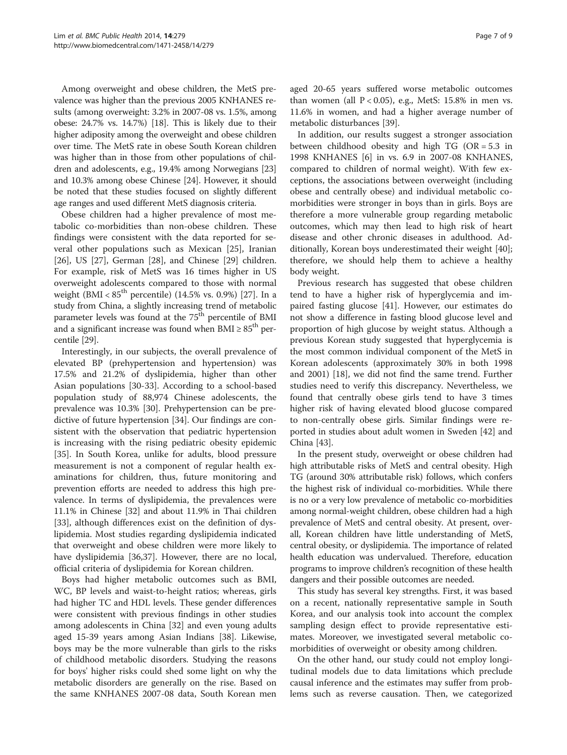Among overweight and obese children, the MetS prevalence was higher than the previous 2005 KNHANES results (among overweight: 3.2% in 2007-08 vs. 1.5%, among obese: 24.7% vs. 14.7%) [18]. This is likely due to their higher adiposity among the overweight and obese children over time. The MetS rate in obese South Korean children was higher than in those from other populations of children and adolescents, e.g., 19.4% among Norwegians [23] and 10.3% among obese Chinese [24]. However, it should be noted that these studies focused on slightly different age ranges and used different MetS diagnosis criteria.

Obese children had a higher prevalence of most metabolic co-morbidities than non-obese children. These findings were consistent with the data reported for several other populations such as Mexican [25], Iranian [26], US [27], German [28], and Chinese [29] children. For example, risk of MetS was 16 times higher in US overweight adolescents compared to those with normal weight (BMI < 85$^{th}$ percentile) (14.5% vs. 0.9%) [27]. In a study from China, a slightly increasing trend of metabolic parameter levels was found at the 75$^{th}$ percentile of BMI and a significant increase was found when BMI ≥ 85$^{th}$ percentile [29].

Interestingly, in our subjects, the overall prevalence of elevated BP (prehypertension and hypertension) was 17.5% and 21.2% of dyslipidemia, higher than other Asian populations [30-33]. According to a school-based population study of 88,974 Chinese adolescents, the prevalence was 10.3% [30]. Prehypertension can be predictive of future hypertension [34]. Our findings are consistent with the observation that pediatric hypertension is increasing with the rising pediatric obesity epidemic [35]. In South Korea, unlike for adults, blood pressure measurement is not a component of regular health examinations for children, thus, future monitoring and prevention efforts are needed to address this high prevalence. In terms of dyslipidemia, the prevalences were 11.1% in Chinese [32] and about 11.9% in Thai children [33], although differences exist on the definition of dyslipidemia. Most studies regarding dyslipidemia indicated that overweight and obese children were more likely to have dyslipidemia [36,37]. However, there are no local, official criteria of dyslipidemia for Korean children.

Boys had higher metabolic outcomes such as BMI, WC, BP levels and waist-to-height ratios; whereas, girls had higher TC and HDL levels. These gender differences were consistent with previous findings in other studies among adolescents in China [32] and even young adults aged 15-39 years among Asian Indians [38]. Likewise, boys may be the more vulnerable than girls to the risks of childhood metabolic disorders. Studying the reasons for boys' higher risks could shed some light on why the metabolic disorders are generally on the rise. Based on the same KNHANES 2007-08 data, South Korean men aged 20-65 years suffered worse metabolic outcomes than women (all $P < 0.05$), e.g., MetS: 15.8% in men vs. 11.6% in women, and had a higher average number of metabolic disturbances [39].

In addition, our results suggest a stronger association between childhood obesity and high TG (OR = 5.3 in 1998 KNHANES [6] in vs. 6.9 in 2007-08 KNHANES, compared to children of normal weight). With few exceptions, the associations between overweight (including obese and centrally obese) and individual metabolic comorbidities were stronger in boys than in girls. Boys are therefore a more vulnerable group regarding metabolic outcomes, which may then lead to high risk of heart disease and other chronic diseases in adulthood. Additionally, Korean boys underestimated their weight [40]; therefore, we should help them to achieve a healthy body weight.

Previous research has suggested that obese children tend to have a higher risk of hyperglycemia and impaired fasting glucose [41]. However, our estimates do not show a difference in fasting blood glucose level and proportion of high glucose by weight status. Although a previous Korean study suggested that hyperglycemia is the most common individual component of the MetS in Korean adolescents (approximately 30% in both 1998 and 2001) [18], we did not find the same trend. Further studies need to verify this discrepancy. Nevertheless, we found that centrally obese girls tend to have 3 times higher risk of having elevated blood glucose compared to non-centrally obese girls. Similar findings were reported in studies about adult women in Sweden [42] and China [43].

In the present study, overweight or obese children had high attributable risks of MetS and central obesity. High TG (around 30% attributable risk) follows, which confers the highest risk of individual co-morbidities. While there is no or a very low prevalence of metabolic co-morbidities among normal-weight children, obese children had a high prevalence of MetS and central obesity. At present, overall, Korean children have little understanding of MetS, central obesity, or dyslipidemia. The importance of related health education was undervalued. Therefore, education programs to improve children's recognition of these health dangers and their possible outcomes are needed.

This study has several key strengths. First, it was based on a recent, nationally representative sample in South Korea, and our analysis took into account the complex sampling design effect to provide representative estimates. Moreover, we investigated several metabolic comorbidities of overweight or obesity among children.

On the other hand, our study could not employ longitudinal models due to data limitations which preclude causal inference and the estimates may suffer from problems such as reverse causation. Then, we categorized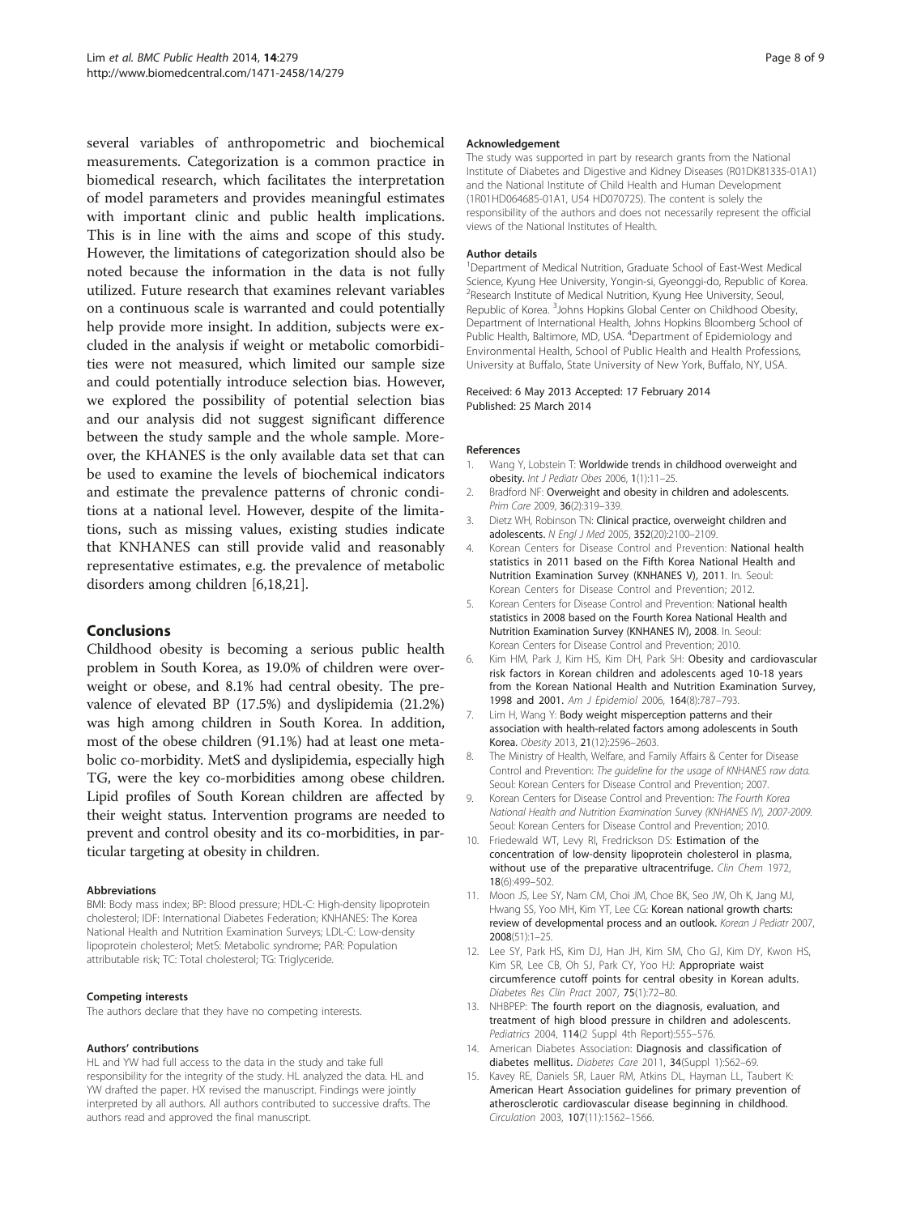several variables of anthropometric and biochemical measurements. Categorization is a common practice in biomedical research, which facilitates the interpretation of model parameters and provides meaningful estimates with important clinic and public health implications. This is in line with the aims and scope of this study. However, the limitations of categorization should also be noted because the information in the data is not fully utilized. Future research that examines relevant variables on a continuous scale is warranted and could potentially help provide more insight. In addition, subjects were excluded in the analysis if weight or metabolic comorbidities were not measured, which limited our sample size and could potentially introduce selection bias. However, we explored the possibility of potential selection bias and our analysis did not suggest significant difference between the study sample and the whole sample. Moreover, the KHANES is the only available data set that can be used to examine the levels of biochemical indicators and estimate the prevalence patterns of chronic conditions at a national level. However, despite of the limitations, such as missing values, existing studies indicate that KNHANES can still provide valid and reasonably representative estimates, e.g. the prevalence of metabolic disorders among children [6,18,21].

## Conclusions

Childhood obesity is becoming a serious public health problem in South Korea, as 19.0% of children were overweight or obese, and 8.1% had central obesity. The prevalence of elevated BP (17.5%) and dyslipidemia (21.2%) was high among children in South Korea. In addition, most of the obese children (91.1%) had at least one metabolic co-morbidity. MetS and dyslipidemia, especially high TG, were the key co-morbidities among obese children. Lipid profiles of South Korean children are affected by their weight status. Intervention programs are needed to prevent and control obesity and its co-morbidities, in particular targeting at obesity in children.

#### Abbreviations

BMI: Body mass index; BP: Blood pressure; HDL-C: High-density lipoprotein cholesterol; IDF: International Diabetes Federation; KNHANES: The Korea National Health and Nutrition Examination Surveys; LDL-C: Low-density lipoprotein cholesterol; MetS: Metabolic syndrome; PAR: Population attributable risk; TC: Total cholesterol; TG: Triglyceride.

#### Competing interests

The authors declare that they have no competing interests.

#### Authors' contributions

HL and YW had full access to the data in the study and take full responsibility for the integrity of the study. HL analyzed the data. HL and YW drafted the paper. HX revised the manuscript. Findings were jointly interpreted by all authors. All authors contributed to successive drafts. The authors read and approved the final manuscript.

#### Acknowledgement

The study was supported in part by research grants from the National Institute of Diabetes and Digestive and Kidney Diseases (R01DK81335-01A1) and the National Institute of Child Health and Human Development (1R01HD064685-01A1, U54 HD070725). The content is solely the responsibility of the authors and does not necessarily represent the official views of the National Institutes of Health.

#### Author details

[1]Department of Medical Nutrition, Graduate School of East-West Medical Science, Kyung Hee University, Yongin-si, Gyeonggi-do, Republic of Korea. [2]Research Institute of Medical Nutrition, Kyung Hee University, Seoul, Republic of Korea. [3]Johns Hopkins Global Center on Childhood Obesity, Department of International Health, Johns Hopkins Bloomberg School of Public Health, Baltimore, MD, USA. [4]Department of Epidemiology and Environmental Health, School of Public Health and Health Professions, University at Buffalo, State University of New York, Buffalo, NY, USA.

Received: 6 May 2013 Accepted: 17 February 2014
Published: 25 March 2014

#### References

1. Wang Y, Lobstein T: **Worldwide trends in childhood overweight and obesity.** *Int J Pediatr Obes* 2006, **1**(1):11–25.
2. Bradford NF: **Overweight and obesity in children and adolescents.** *Prim Care* 2009, **36**(2):319–339.
3. Dietz WH, Robinson TN: **Clinical practice, overweight children and adolescents.** *N Engl J Med* 2005, **352**(20):2100–2109.
4. Korean Centers for Disease Control and Prevention: **National health statistics in 2011 based on the Fifth Korea National Health and Nutrition Examination Survey (KNHANES V), 2011**. In. Seoul: Korean Centers for Disease Control and Prevention; 2012.
5. Korean Centers for Disease Control and Prevention: **National health statistics in 2008 based on the Fourth Korea National Health and Nutrition Examination Survey (KNHANES IV), 2008**. In. Seoul: Korean Centers for Disease Control and Prevention; 2010.
6. Kim HM, Park J, Kim HS, Kim DH, Park SH: **Obesity and cardiovascular risk factors in Korean children and adolescents aged 10-18 years from the Korean National Health and Nutrition Examination Survey, 1998 and 2001.** *Am J Epidemiol* 2006, **164**(8):787–793.
7. Lim H, Wang Y: **Body weight misperception patterns and their association with health-related factors among adolescents in South Korea.** *Obesity* 2013, **21**(12):2596–2603.
8. The Ministry of Health, Welfare, and Family Affairs & Center for Disease Control and Prevention: *The guideline for the usage of KNHANES raw data.* Seoul: Korean Centers for Disease Control and Prevention; 2007.
9. Korean Centers for Disease Control and Prevention: *The Fourth Korea National Health and Nutrition Examination Survey (KNHANES IV), 2007-2009.* Seoul: Korean Centers for Disease Control and Prevention; 2010.
10. Friedewald WT, Levy RI, Fredrickson DS: **Estimation of the concentration of low-density lipoprotein cholesterol in plasma, without use of the preparative ultracentrifuge.** *Clin Chem* 1972, **18**(6):499–502.
11. Moon JS, Lee SY, Nam CM, Choi JM, Choe BK, Seo JW, Oh K, Jang MJ, Hwang SS, Yoo MH, Kim YT, Lee CG: **Korean national growth charts: review of developmental process and an outlook.** *Korean J Pediatr* 2007, **2008**(51):1–25.
12. Lee SY, Park HS, Kim DJ, Han JH, Kim SM, Cho GJ, Kim DY, Kwon HS, Kim SR, Lee CB, Oh SJ, Park CY, Yoo HJ: **Appropriate waist circumference cutoff points for central obesity in Korean adults.** *Diabetes Res Clin Pract* 2007, **75**(1):72–80.
13. NHBPEP: **The fourth report on the diagnosis, evaluation, and treatment of high blood pressure in children and adolescents.** *Pediatrics* 2004, **114**(2 Suppl 4th Report):555–576.
14. American Diabetes Association: **Diagnosis and classification of diabetes mellitus.** *Diabetes Care* 2011, **34**(Suppl 1):S62–69.
15. Kavey RE, Daniels SR, Lauer RM, Atkins DL, Hayman LL, Taubert K: **American Heart Association guidelines for primary prevention of atherosclerotic cardiovascular disease beginning in childhood.** *Circulation* 2003, **107**(11):1562–1566.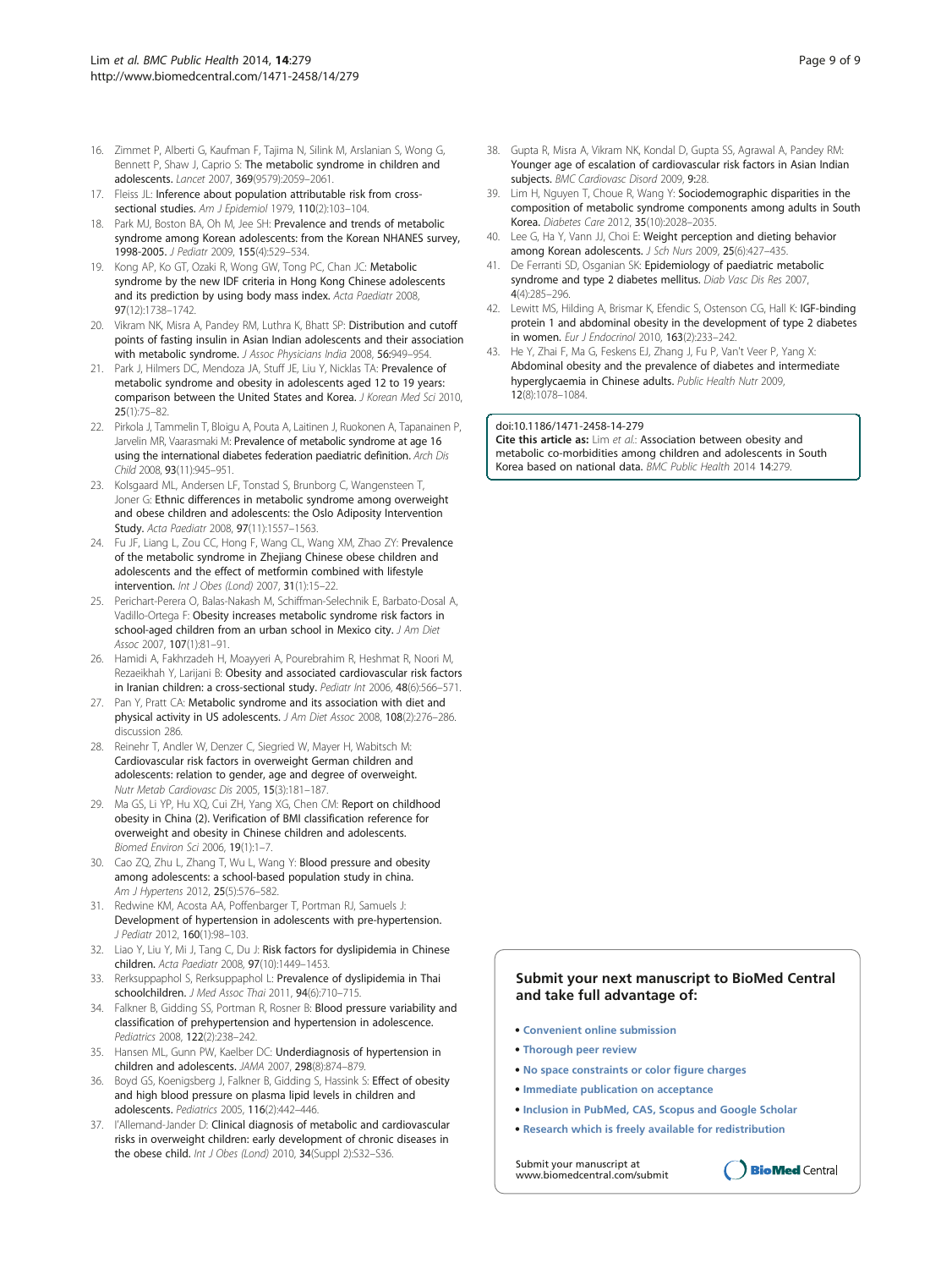16. Zimmet P, Alberti G, Kaufman F, Tajima N, Silink M, Arslanian S, Wong G, Bennett P, Shaw J, Caprio S: The metabolic syndrome in children and adolescents. *Lancet* 2007, **369**(9579):2059–2061.
17. Fleiss JL: Inference about population attributable risk from cross-sectional studies. *Am J Epidemiol* 1979, **110**(2):103–104.
18. Park MJ, Boston BA, Oh M, Jee SH: Prevalence and trends of metabolic syndrome among Korean adolescents: from the Korean NHANES survey, 1998-2005. *J Pediatr* 2009, **155**(4):529–534.
19. Kong AP, Ko GT, Ozaki R, Wong GW, Tong PC, Chan JC: Metabolic syndrome by the new IDF criteria in Hong Kong Chinese adolescents and its prediction by using body mass index. *Acta Paediatr* 2008, **97**(12):1738–1742.
20. Vikram NK, Misra A, Pandey RM, Luthra K, Bhatt SP: Distribution and cutoff points of fasting insulin in Asian Indian adolescents and their association with metabolic syndrome. *J Assoc Physicians India* 2008, **56**:949–954.
21. Park J, Hilmers DC, Mendoza JA, Stuff JE, Liu Y, Nicklas TA: Prevalence of metabolic syndrome and obesity in adolescents aged 12 to 19 years: comparison between the United States and Korea. *J Korean Med Sci* 2010, **25**(1):75–82.
22. Pirkola J, Tammelin T, Bloigu A, Pouta A, Laitinen J, Ruokonen A, Tapanainen P, Jarvelin MR, Vaarasmaki M: Prevalence of metabolic syndrome at age 16 using the international diabetes federation paediatric definition. *Arch Dis Child* 2008, **93**(11):945–951.
23. Kolsgaard ML, Andersen LF, Tonstad S, Brunborg C, Wangensteen T, Joner G: Ethnic differences in metabolic syndrome among overweight and obese children and adolescents: the Oslo Adiposity Intervention Study. *Acta Paediatr* 2008, **97**(11):1557–1563.
24. Fu JF, Liang L, Zou CC, Hong F, Wang CL, Wang XM, Zhao ZY: Prevalence of the metabolic syndrome in Zhejiang Chinese obese children and adolescents and the effect of metformin combined with lifestyle intervention. *Int J Obes (Lond)* 2007, **31**(1):15–22.
25. Perichart-Perera O, Balas-Nakash M, Schiffman-Selechnik E, Barbato-Dosal A, Vadillo-Ortega F: Obesity increases metabolic syndrome risk factors in school-aged children from an urban school in Mexico city. *J Am Diet Assoc* 2007, **107**(1):81–91.
26. Hamidi A, Fakhrzadeh H, Moayyeri A, Pourebrahim R, Heshmat R, Noori M, Rezaeikhah Y, Larijani B: Obesity and associated cardiovascular risk factors in Iranian children: a cross-sectional study. *Pediatr Int* 2006, **48**(6):566–571.
27. Pan Y, Pratt CA: Metabolic syndrome and its association with diet and physical activity in US adolescents. *J Am Diet Assoc* 2008, **108**(2):276–286. discussion 286.
28. Reinehr T, Andler W, Denzer C, Siegried W, Mayer H, Wabitsch M: Cardiovascular risk factors in overweight German children and adolescents: relation to gender, age and degree of overweight. *Nutr Metab Cardiovasc Dis* 2005, **15**(3):181–187.
29. Ma GS, Li YP, Hu XQ, Cui ZH, Yang XG, Chen CM: Report on childhood obesity in China (2). Verification of BMI classification reference for overweight and obesity in Chinese children and adolescents. *Biomed Environ Sci* 2006, **19**(1):1–7.
30. Cao ZQ, Zhu L, Zhang T, Wu L, Wang Y: Blood pressure and obesity among adolescents: a school-based population study in china. *Am J Hypertens* 2012, **25**(5):576–582.
31. Redwine KM, Acosta AA, Poffenbarger T, Portman RJ, Samuels J: Development of hypertension in adolescents with pre-hypertension. *J Pediatr* 2012, **160**(1):98–103.
32. Liao Y, Liu Y, Mi J, Tang C, Du J: Risk factors for dyslipidemia in Chinese children. *Acta Paediatr* 2008, **97**(10):1449–1453.
33. Rerksuppaphol S, Rerksuppaphol L: Prevalence of dyslipidemia in Thai schoolchildren. *J Med Assoc Thai* 2011, **94**(6):710–715.
34. Falkner B, Gidding SS, Portman R, Rosner B: Blood pressure variability and classification of prehypertension and hypertension in adolescence. *Pediatrics* 2008, **122**(2):238–242.
35. Hansen ML, Gunn PW, Kaelber DC: Underdiagnosis of hypertension in children and adolescents. *JAMA* 2007, **298**(8):874–879.
36. Boyd GS, Koenigsberg J, Falkner B, Gidding S, Hassink S: Effect of obesity and high blood pressure on plasma lipid levels in children and adolescents. *Pediatrics* 2005, **116**(2):442–446.
37. l'Allemand-Jander D: Clinical diagnosis of metabolic and cardiovascular risks in overweight children: early development of chronic diseases in the obese child. *Int J Obes (Lond)* 2010, **34**(Suppl 2):S32–S36.
38. Gupta R, Misra A, Vikram NK, Kondal D, Gupta SS, Agrawal A, Pandey RM: Younger age of escalation of cardiovascular risk factors in Asian Indian subjects. *BMC Cardiovasc Disord* 2009, **9**:28.
39. Lim H, Nguyen T, Choue R, Wang Y: Sociodemographic disparities in the composition of metabolic syndrome components among adults in South Korea. *Diabetes Care* 2012, **35**(10):2028–2035.
40. Lee G, Ha Y, Vann JJ, Choi E: Weight perception and dieting behavior among Korean adolescents. *J Sch Nurs* 2009, **25**(6):427–435.
41. De Ferranti SD, Osganian SK: Epidemiology of paediatric metabolic syndrome and type 2 diabetes mellitus. *Diab Vasc Dis Res* 2007, **4**(4):285–296.
42. Lewitt MS, Hilding A, Brismar K, Efendic S, Ostenson CG, Hall K: IGF-binding protein 1 and abdominal obesity in the development of type 2 diabetes in women. *Eur J Endocrinol* 2010, **163**(2):233–242.
43. He Y, Zhai F, Ma G, Feskens EJ, Zhang J, Fu P, Van't Veer P, Yang X: Abdominal obesity and the prevalence of diabetes and intermediate hyperglycaemia in Chinese adults. *Public Health Nutr* 2009, **12**(8):1078–1084.

doi:10.1186/1471-2458-14-279
**Cite this article as:** Lim *et al.*: Association between obesity and metabolic co-morbidities among children and adolescents in South Korea based on national data. *BMC Public Health* 2014 **14**:279.

**Submit your next manuscript to BioMed Central and take full advantage of:**

- **Convenient online submission**
- **Thorough peer review**
- **No space constraints or color figure charges**
- **Immediate publication on acceptance**
- **Inclusion in PubMed, CAS, Scopus and Google Scholar**
- **Research which is freely available for redistribution**

Submit your manuscript at
www.biomedcentral.com/submit

BioMed Central